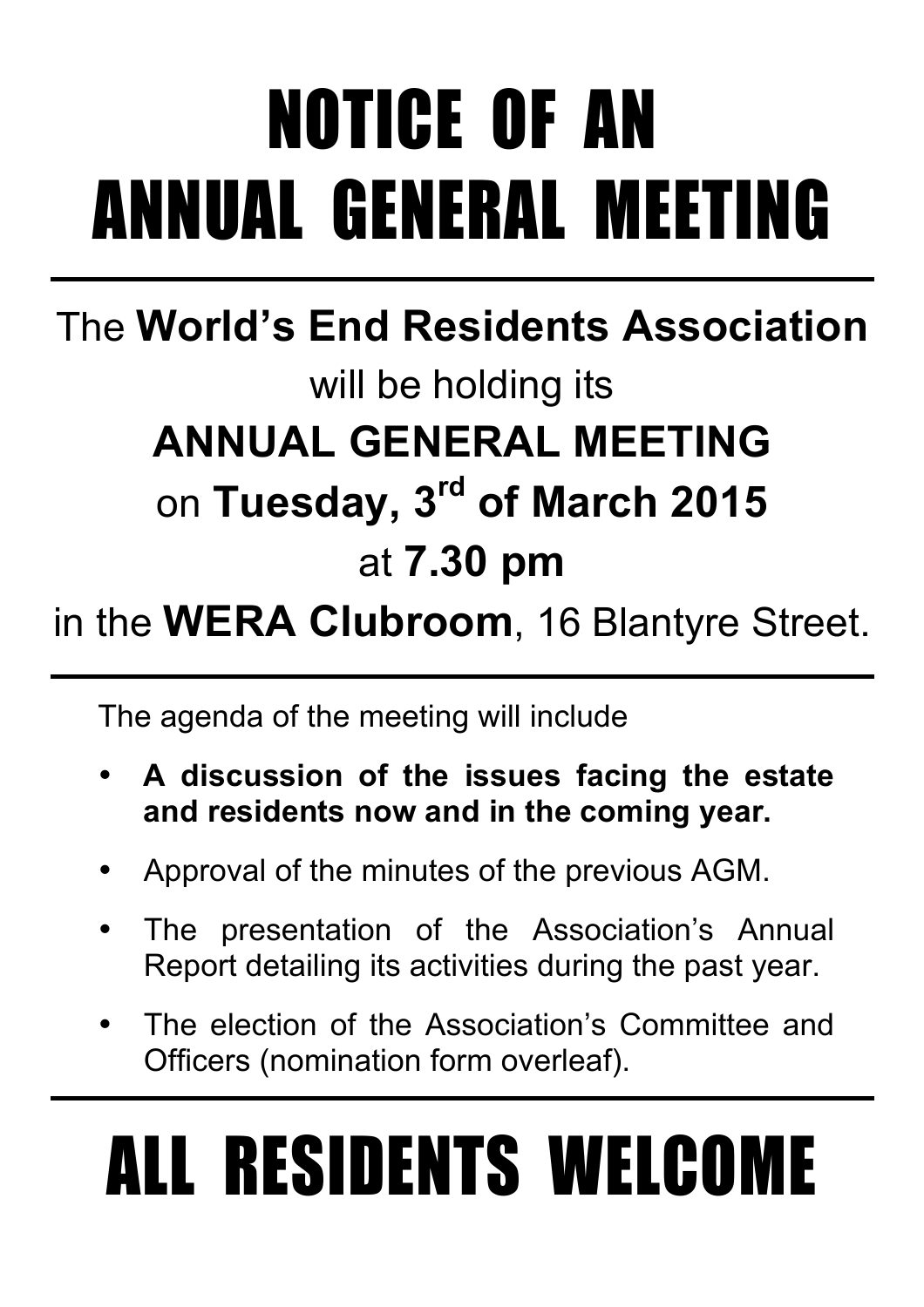# NOTICE OF AN ANNUAL GENERAL MEETING

---

The **World's End Residents Association**

will be holding its

**ANNUAL GENERAL MEETING**

on **Tuesday, 3rd of March 2015**

at **7.30 pm**

in the **WERA Clubroom**, 16 Blantyre Street.

---

The agenda of the meeting will include

- **A discussion of the issues facing the estate and residents now and in the coming year.**
- Approval of the minutes of the previous AGM.
- The presentation of the Association's Annual Report detailing its activities during the past year.
- The election of the Association's Committee and Officers (nomination form overleaf).

---

# ALL RESIDENTS WELCOME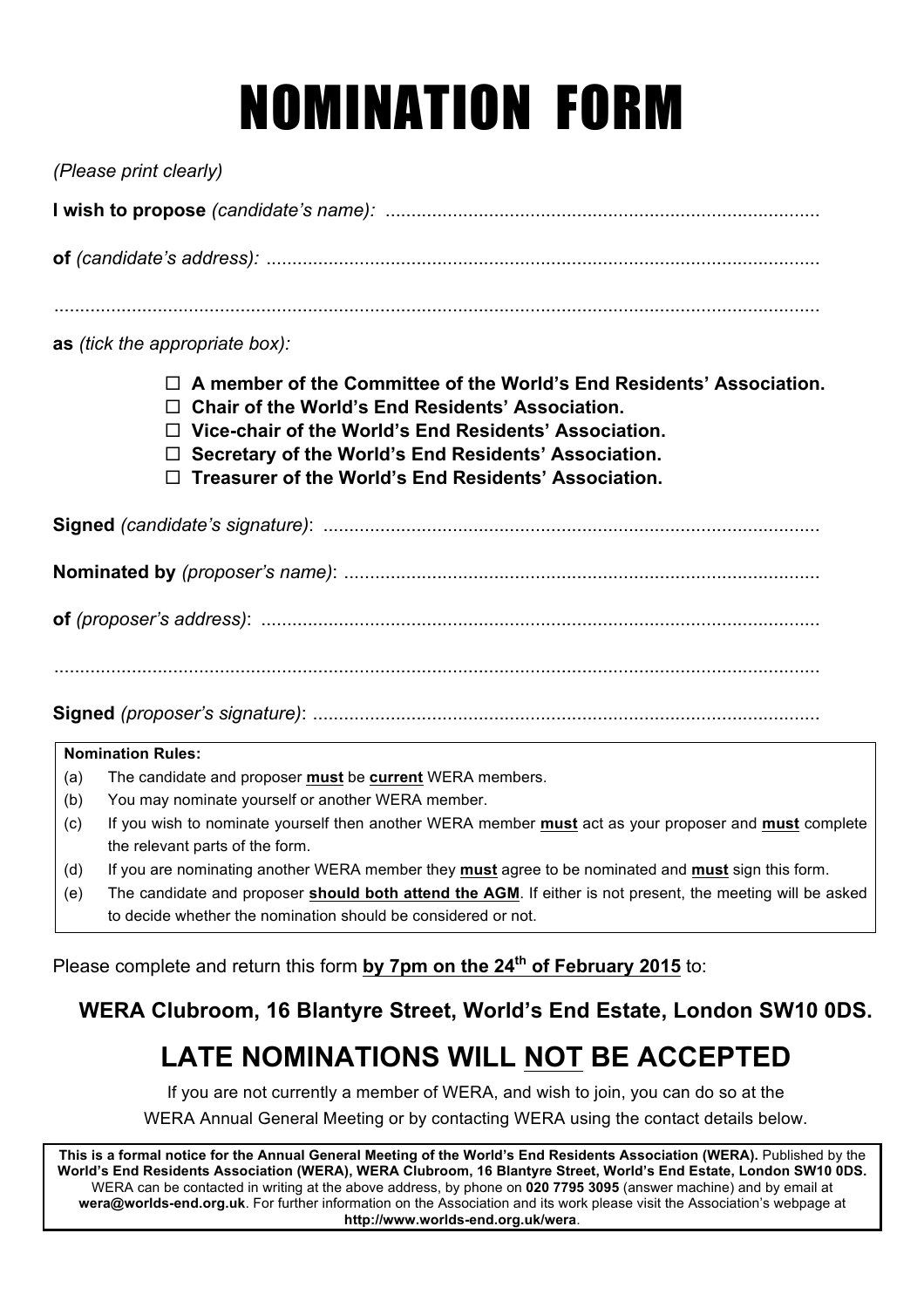# NOMINATION FORM

*(Please print clearly)*

**I wish to propose** *(candidate's name):* ..................................................................................

**of** *(candidate's address):* ..................................................................................

..................................................................................

**as** *(tick the appropriate box):*

- ☐ **A member of the Committee of the World's End Residents' Association.**
- ☐ **Chair of the World's End Residents' Association.**
- ☐ **Vice-chair of the World's End Residents' Association.**
- ☐ **Secretary of the World's End Residents' Association.**
- ☐ **Treasurer of the World's End Residents' Association.**

**Signed** *(candidate's signature)*: ..................................................................................

**Nominated by** *(proposer's name)*: ..................................................................................

**of** *(proposer's address)*: ..................................................................................

..................................................................................

**Signed** *(proposer's signature)*: ..................................................................................

**Nomination Rules:**

(a) The candidate and proposer **must** be **current** WERA members.

(b) You may nominate yourself or another WERA member.

(c) If you wish to nominate yourself then another WERA member **must** act as your proposer and **must** complete the relevant parts of the form.

(d) If you are nominating another WERA member they **must** agree to be nominated and **must** sign this form.

(e) The candidate and proposer **should both attend the AGM**. If either is not present, the meeting will be asked to decide whether the nomination should be considered or not.

Please complete and return this form **by 7pm on the 24th of February 2015** to:

**WERA Clubroom, 16 Blantyre Street, World's End Estate, London SW10 0DS.**

## LATE NOMINATIONS WILL NOT BE ACCEPTED

If you are not currently a member of WERA, and wish to join, you can do so at the WERA Annual General Meeting or by contacting WERA using the contact details below.

**This is a formal notice for the Annual General Meeting of the World's End Residents Association (WERA).** Published by the **World's End Residents Association (WERA), WERA Clubroom, 16 Blantyre Street, World's End Estate, London SW10 0DS.** WERA can be contacted in writing at the above address, by phone on **020 7795 3095** (answer machine) and by email at **wera@worlds-end.org.uk**. For further information on the Association and its work please visit the Association's webpage at **http://www.worlds-end.org.uk/wera**.